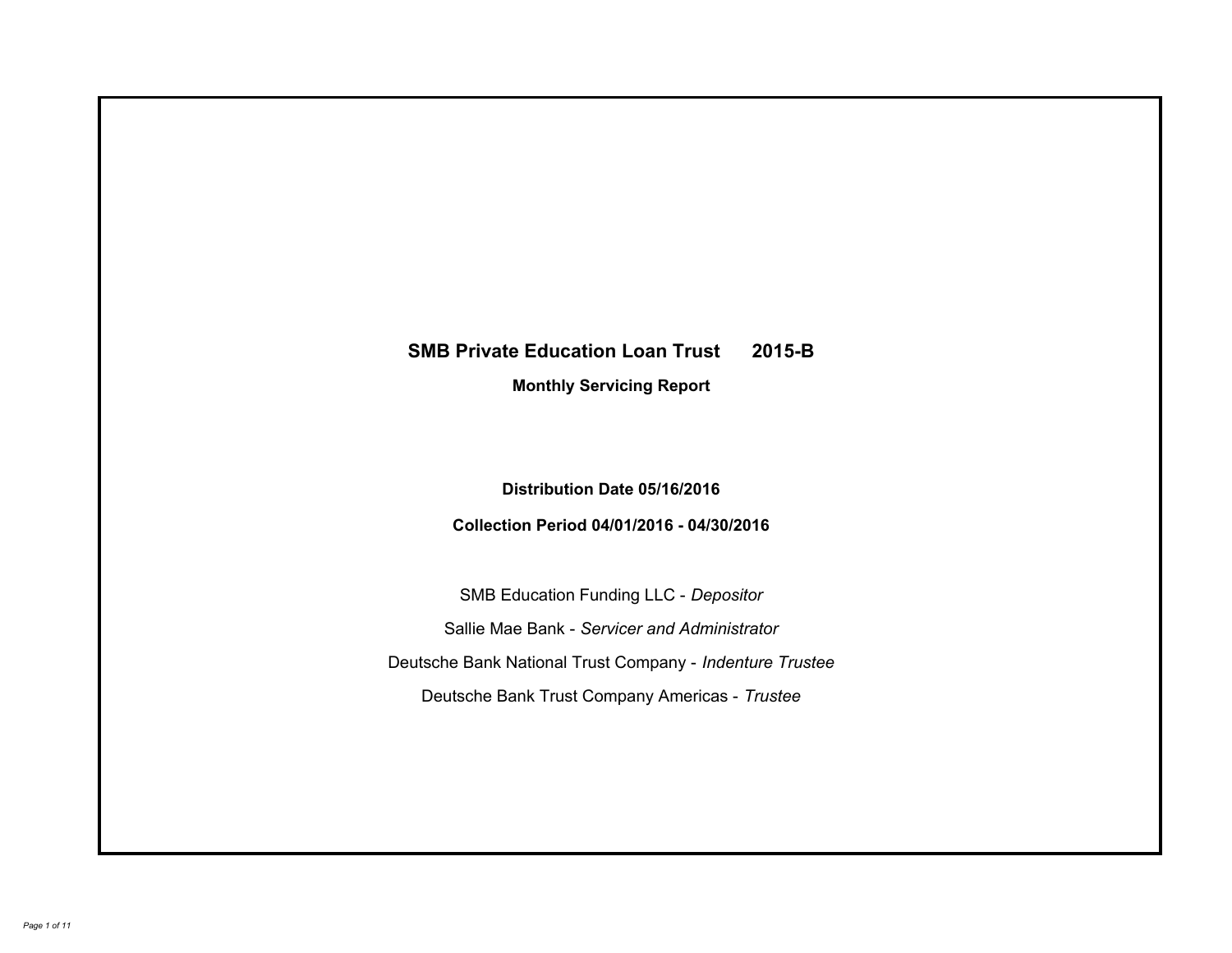# SMB Private Education Loan Trust 2015-B

## Monthly Servicing Report

**Distribution Date 05/16/2016**

**Collection Period 04/01/2016 - 04/30/2016**

SMB Education Funding LLC - *Depositor*

Sallie Mae Bank - *Servicer and Administrator*

Deutsche Bank National Trust Company - *Indenture Trustee*

Deutsche Bank Trust Company Americas - *Trustee*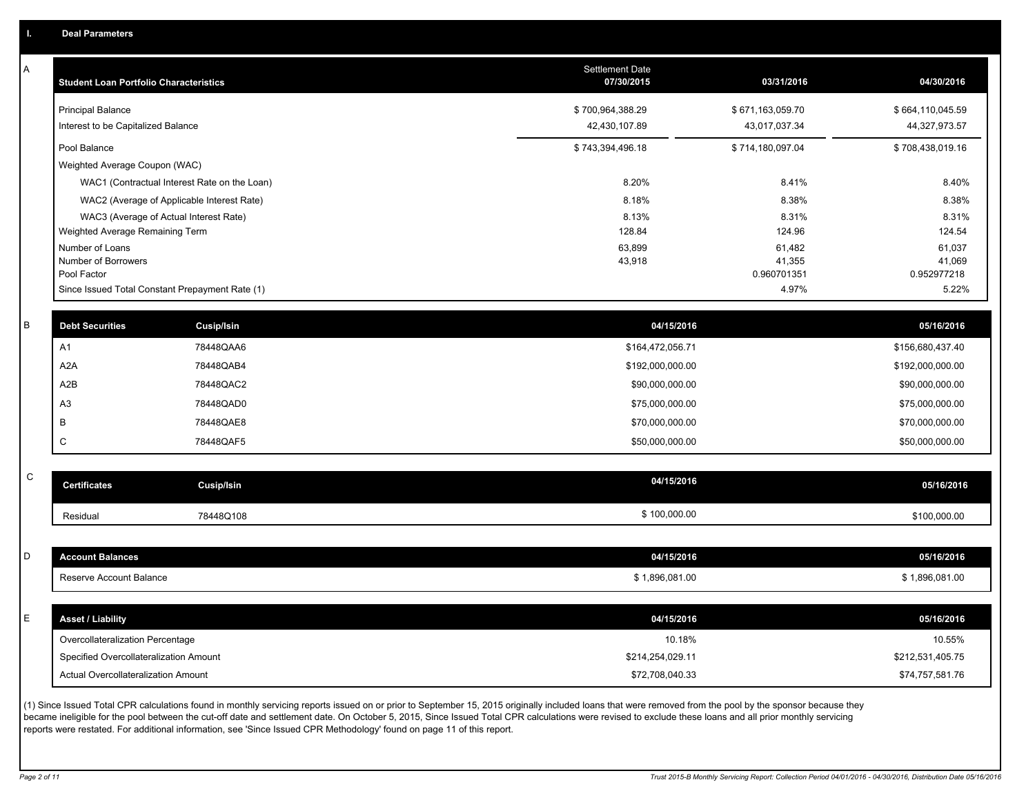## I. Deal Parameters

### A

| Student Loan Portfolio Characteristics | Settlement Date 07/30/2015 | 03/31/2016 | 04/30/2016 |
|---|---|---|---|
| Principal Balance | $ 700,964,388.29 | $ 671,163,059.70 | $ 664,110,045.59 |
| Interest to be Capitalized Balance | 42,430,107.89 | 43,017,037.34 | 44,327,973.57 |
| Pool Balance | $ 743,394,496.18 | $ 714,180,097.04 | $ 708,438,019.16 |
| Weighted Average Coupon (WAC) | | | |
| WAC1 (Contractual Interest Rate on the Loan) | 8.20% | 8.41% | 8.40% |
| WAC2 (Average of Applicable Interest Rate) | 8.18% | 8.38% | 8.38% |
| WAC3 (Average of Actual Interest Rate) | 8.13% | 8.31% | 8.31% |
| Weighted Average Remaining Term | 128.84 | 124.96 | 124.54 |
| Number of Loans | 63,899 | 61,482 | 61,037 |
| Number of Borrowers | 43,918 | 41,355 | 41,069 |
| Pool Factor | | 0.960701351 | 0.952977218 |
| Since Issued Total Constant Prepayment Rate (1) | | 4.97% | 5.22% |

### B

| Debt Securities | Cusip/Isin | 04/15/2016 | 05/16/2016 |
|---|---|---|---|
| A1 | 78448QAA6 | $164,472,056.71 | $156,680,437.40 |
| A2A | 78448QAB4 | $192,000,000.00 | $192,000,000.00 |
| A2B | 78448QAC2 | $90,000,000.00 | $90,000,000.00 |
| A3 | 78448QAD0 | $75,000,000.00 | $75,000,000.00 |
| B | 78448QAE8 | $70,000,000.00 | $70,000,000.00 |
| C | 78448QAF5 | $50,000,000.00 | $50,000,000.00 |

### C

| Certificates | Cusip/Isin | 04/15/2016 | 05/16/2016 |
|---|---|---|---|
| Residual | 78448Q108 | $ 100,000.00 | $100,000.00 |

### D

| Account Balances | 04/15/2016 | 05/16/2016 |
|---|---|---|
| Reserve Account Balance | $ 1,896,081.00 | $ 1,896,081.00 |

### E

| Asset / Liability | 04/15/2016 | 05/16/2016 |
|---|---|---|
| Overcollateralization Percentage | 10.18% | 10.55% |
| Specified Overcollateralization Amount | $214,254,029.11 | $212,531,405.75 |
| Actual Overcollateralization Amount | $72,708,040.33 | $74,757,581.76 |

(1) Since Issued Total CPR calculations found in monthly servicing reports issued on or prior to September 15, 2015 originally included loans that were removed from the pool by the sponsor because they became ineligible for the pool between the cut-off date and settlement date. On October 5, 2015, Since Issued Total CPR calculations were revised to exclude these loans and all prior monthly servicing reports were restated. For additional information, see 'Since Issued CPR Methodology' found on page 11 of this report.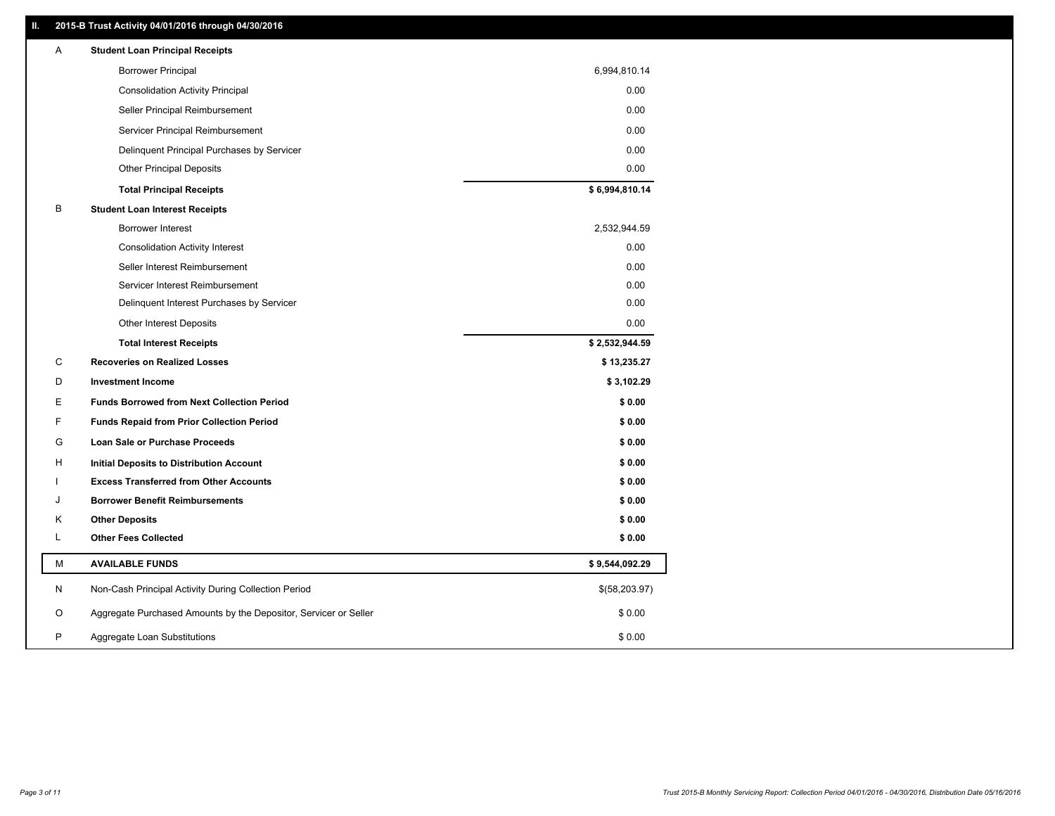## II. 2015-B Trust Activity 04/01/2016 through 04/30/2016

| | | |
|---|---|---|
| A | **Student Loan Principal Receipts** | |
| | Borrower Principal | 6,994,810.14 |
| | Consolidation Activity Principal | 0.00 |
| | Seller Principal Reimbursement | 0.00 |
| | Servicer Principal Reimbursement | 0.00 |
| | Delinquent Principal Purchases by Servicer | 0.00 |
| | Other Principal Deposits | 0.00 |
| | **Total Principal Receipts** | **$ 6,994,810.14** |
| B | **Student Loan Interest Receipts** | |
| | Borrower Interest | 2,532,944.59 |
| | Consolidation Activity Interest | 0.00 |
| | Seller Interest Reimbursement | 0.00 |
| | Servicer Interest Reimbursement | 0.00 |
| | Delinquent Interest Purchases by Servicer | 0.00 |
| | Other Interest Deposits | 0.00 |
| | **Total Interest Receipts** | **$ 2,532,944.59** |
| C | **Recoveries on Realized Losses** | **$ 13,235.27** |
| D | **Investment Income** | **$ 3,102.29** |
| E | **Funds Borrowed from Next Collection Period** | **$ 0.00** |
| F | **Funds Repaid from Prior Collection Period** | **$ 0.00** |
| G | **Loan Sale or Purchase Proceeds** | **$ 0.00** |
| H | **Initial Deposits to Distribution Account** | **$ 0.00** |
| I | **Excess Transferred from Other Accounts** | **$ 0.00** |
| J | **Borrower Benefit Reimbursements** | **$ 0.00** |
| K | **Other Deposits** | **$ 0.00** |
| L | **Other Fees Collected** | **$ 0.00** |
| M | **AVAILABLE FUNDS** | **$ 9,544,092.29** |
| N | Non-Cash Principal Activity During Collection Period | $(58,203.97) |
| O | Aggregate Purchased Amounts by the Depositor, Servicer or Seller | $ 0.00 |
| P | Aggregate Loan Substitutions | $ 0.00 |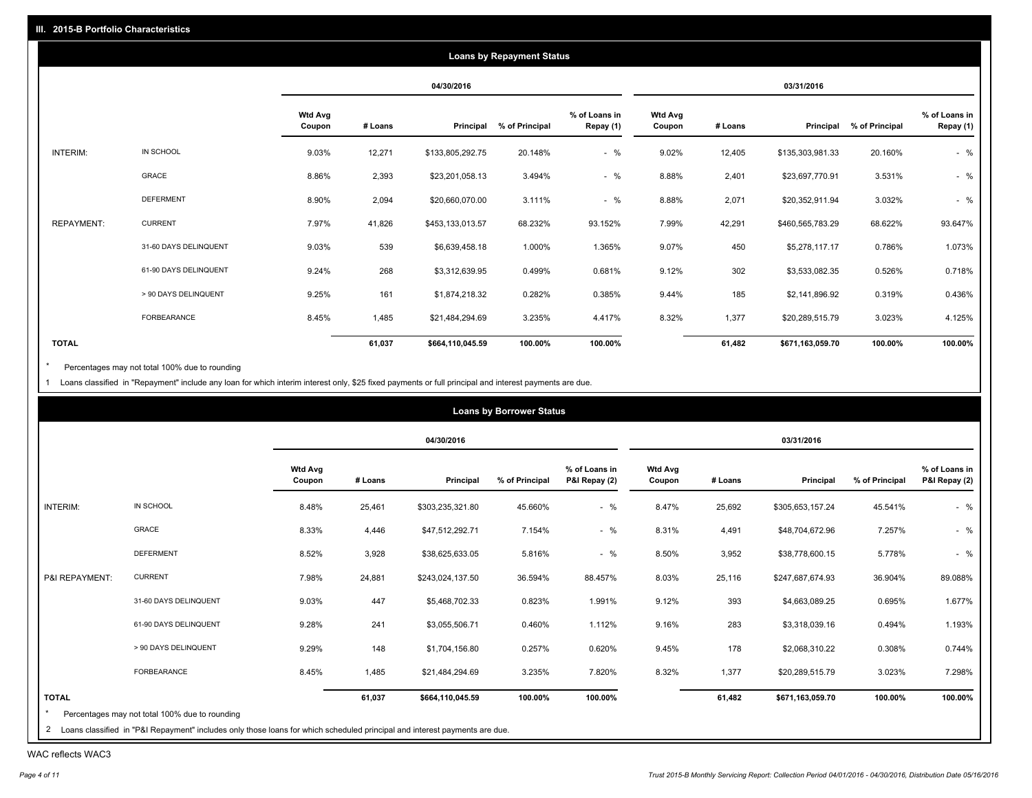## III. 2015-B Portfolio Characteristics

### Loans by Repayment Status

| | | 04/30/2016 | | | | | 03/31/2016 | | | | |
|---|---|---|---|---|---|---|---|---|---|---|---|
| | | Wtd Avg Coupon | # Loans | Principal | % of Principal | % of Loans in Repay (1) | Wtd Avg Coupon | # Loans | Principal | % of Principal | % of Loans in Repay (1) |
| INTERIM: | IN SCHOOL | 9.03% | 12,271 | $133,805,292.75 | 20.148% | - % | 9.02% | 12,405 | $135,303,981.33 | 20.160% | - % |
| | GRACE | 8.86% | 2,393 | $23,201,058.13 | 3.494% | - % | 8.88% | 2,401 | $23,697,770.91 | 3.531% | - % |
| | DEFERMENT | 8.90% | 2,094 | $20,660,070.00 | 3.111% | - % | 8.88% | 2,071 | $20,352,911.94 | 3.032% | - % |
| REPAYMENT: | CURRENT | 7.97% | 41,826 | $453,133,013.57 | 68.232% | 93.152% | 7.99% | 42,291 | $460,565,783.29 | 68.622% | 93.647% |
| | 31-60 DAYS DELINQUENT | 9.03% | 539 | $6,639,458.18 | 1.000% | 1.365% | 9.07% | 450 | $5,278,117.17 | 0.786% | 1.073% |
| | 61-90 DAYS DELINQUENT | 9.24% | 268 | $3,312,639.95 | 0.499% | 0.681% | 9.12% | 302 | $3,533,082.35 | 0.526% | 0.718% |
| | > 90 DAYS DELINQUENT | 9.25% | 161 | $1,874,218.32 | 0.282% | 0.385% | 9.44% | 185 | $2,141,896.92 | 0.319% | 0.436% |
| | FORBEARANCE | 8.45% | 1,485 | $21,484,294.69 | 3.235% | 4.417% | 8.32% | 1,377 | $20,289,515.79 | 3.023% | 4.125% |
| **TOTAL** | | | **61,037** | **$664,110,045.59** | **100.00%** | **100.00%** | | **61,482** | **$671,163,059.70** | **100.00%** | **100.00%** |

\* Percentages may not total 100% due to rounding

1 Loans classified in "Repayment" include any loan for which interim interest only, $25 fixed payments or full principal and interest payments are due.

### Loans by Borrower Status

| | | 04/30/2016 | | | | | 03/31/2016 | | | | |
|---|---|---|---|---|---|---|---|---|---|---|---|
| | | Wtd Avg Coupon | # Loans | Principal | % of Principal | % of Loans in P&I Repay (2) | Wtd Avg Coupon | # Loans | Principal | % of Principal | % of Loans in P&I Repay (2) |
| INTERIM: | IN SCHOOL | 8.48% | 25,461 | $303,235,321.80 | 45.660% | - % | 8.47% | 25,692 | $305,653,157.24 | 45.541% | - % |
| | GRACE | 8.33% | 4,446 | $47,512,292.71 | 7.154% | - % | 8.31% | 4,491 | $48,704,672.96 | 7.257% | - % |
| | DEFERMENT | 8.52% | 3,928 | $38,625,633.05 | 5.816% | - % | 8.50% | 3,952 | $38,778,600.15 | 5.778% | - % |
| P&I REPAYMENT: | CURRENT | 7.98% | 24,881 | $243,024,137.50 | 36.594% | 88.457% | 8.03% | 25,116 | $247,687,674.93 | 36.904% | 89.088% |
| | 31-60 DAYS DELINQUENT | 9.03% | 447 | $5,468,702.33 | 0.823% | 1.991% | 9.12% | 393 | $4,663,089.25 | 0.695% | 1.677% |
| | 61-90 DAYS DELINQUENT | 9.28% | 241 | $3,055,506.71 | 0.460% | 1.112% | 9.16% | 283 | $3,318,039.16 | 0.494% | 1.193% |
| | > 90 DAYS DELINQUENT | 9.29% | 148 | $1,704,156.80 | 0.257% | 0.620% | 9.45% | 178 | $2,068,310.22 | 0.308% | 0.744% |
| | FORBEARANCE | 8.45% | 1,485 | $21,484,294.69 | 3.235% | 7.820% | 8.32% | 1,377 | $20,289,515.79 | 3.023% | 7.298% |
| **TOTAL** | | | **61,037** | **$664,110,045.59** | **100.00%** | **100.00%** | | **61,482** | **$671,163,059.70** | **100.00%** | **100.00%** |

\* Percentages may not total 100% due to rounding

2 Loans classified in "P&I Repayment" includes only those loans for which scheduled principal and interest payments are due.

WAC reflects WAC3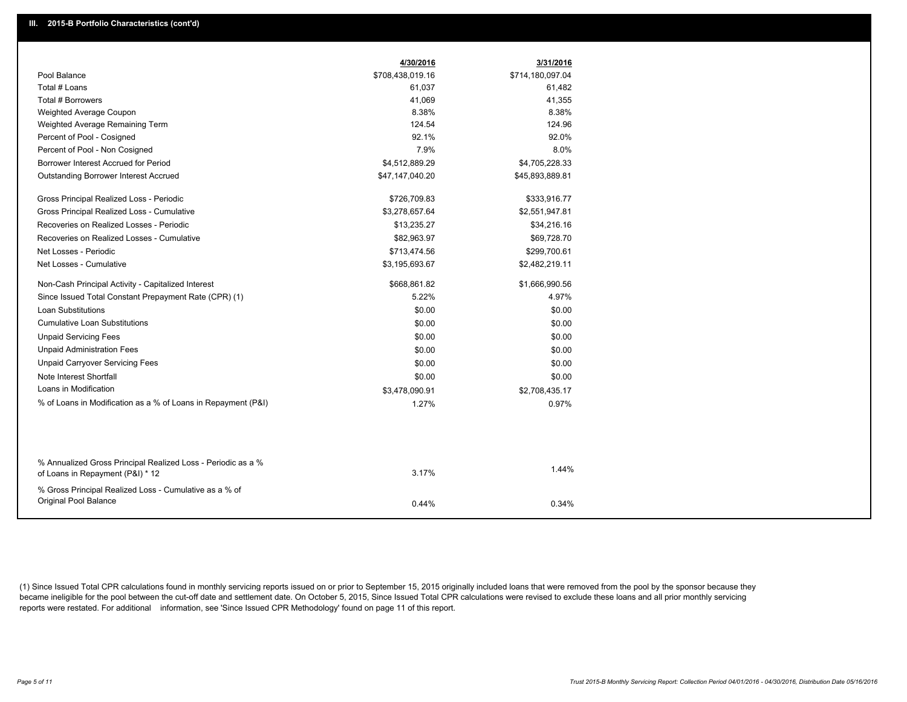## III. 2015-B Portfolio Characteristics (cont'd)

| | 4/30/2016 | 3/31/2016 |
|---|---|---|
| Pool Balance | $708,438,019.16 | $714,180,097.04 |
| Total # Loans | 61,037 | 61,482 |
| Total # Borrowers | 41,069 | 41,355 |
| Weighted Average Coupon | 8.38% | 8.38% |
| Weighted Average Remaining Term | 124.54 | 124.96 |
| Percent of Pool - Cosigned | 92.1% | 92.0% |
| Percent of Pool - Non Cosigned | 7.9% | 8.0% |
| Borrower Interest Accrued for Period | $4,512,889.29 | $4,705,228.33 |
| Outstanding Borrower Interest Accrued | $47,147,040.20 | $45,893,889.81 |
| Gross Principal Realized Loss - Periodic | $726,709.83 | $333,916.77 |
| Gross Principal Realized Loss - Cumulative | $3,278,657.64 | $2,551,947.81 |
| Recoveries on Realized Losses - Periodic | $13,235.27 | $34,216.16 |
| Recoveries on Realized Losses - Cumulative | $82,963.97 | $69,728.70 |
| Net Losses - Periodic | $713,474.56 | $299,700.61 |
| Net Losses - Cumulative | $3,195,693.67 | $2,482,219.11 |
| Non-Cash Principal Activity - Capitalized Interest | $668,861.82 | $1,666,990.56 |
| Since Issued Total Constant Prepayment Rate (CPR) (1) | 5.22% | 4.97% |
| Loan Substitutions | $0.00 | $0.00 |
| Cumulative Loan Substitutions | $0.00 | $0.00 |
| Unpaid Servicing Fees | $0.00 | $0.00 |
| Unpaid Administration Fees | $0.00 | $0.00 |
| Unpaid Carryover Servicing Fees | $0.00 | $0.00 |
| Note Interest Shortfall | $0.00 | $0.00 |
| Loans in Modification | $3,478,090.91 | $2,708,435.17 |
| % of Loans in Modification as a % of Loans in Repayment (P&I) | 1.27% | 0.97% |
| % Annualized Gross Principal Realized Loss - Periodic as a % of Loans in Repayment (P&I) * 12 | 3.17% | 1.44% |
| % Gross Principal Realized Loss - Cumulative as a % of Original Pool Balance | 0.44% | 0.34% |

(1) Since Issued Total CPR calculations found in monthly servicing reports issued on or prior to September 15, 2015 originally included loans that were removed from the pool by the sponsor because they became ineligible for the pool between the cut-off date and settlement date. On October 5, 2015, Since Issued Total CPR calculations were revised to exclude these loans and all prior monthly servicing reports were restated. For additional information, see 'Since Issued CPR Methodology' found on page 11 of this report.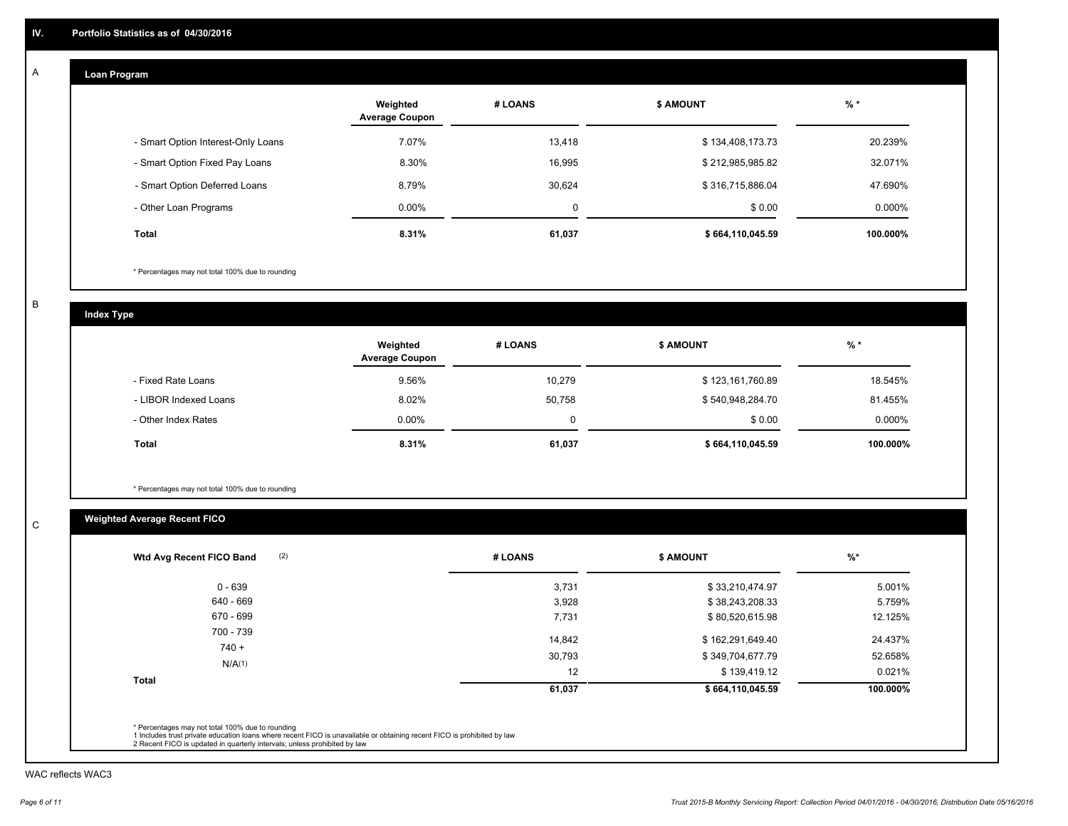## IV. Portfolio Statistics as of 04/30/2016

### A Loan Program

| | Weighted Average Coupon | # LOANS | $ AMOUNT | % * |
|---|---|---|---|---|
| - Smart Option Interest-Only Loans | 7.07% | 13,418 | $ 134,408,173.73 | 20.239% |
| - Smart Option Fixed Pay Loans | 8.30% | 16,995 | $ 212,985,985.82 | 32.071% |
| - Smart Option Deferred Loans | 8.79% | 30,624 | $ 316,715,886.04 | 47.690% |
| - Other Loan Programs | 0.00% | 0 | $ 0.00 | 0.000% |
| **Total** | **8.31%** | **61,037** | **$ 664,110,045.59** | **100.000%** |

* Percentages may not total 100% due to rounding

### B Index Type

| | Weighted Average Coupon | # LOANS | $ AMOUNT | % * |
|---|---|---|---|---|
| - Fixed Rate Loans | 9.56% | 10,279 | $ 123,161,760.89 | 18.545% |
| - LIBOR Indexed Loans | 8.02% | 50,758 | $ 540,948,284.70 | 81.455% |
| - Other Index Rates | 0.00% | 0 | $ 0.00 | 0.000% |
| **Total** | **8.31%** | **61,037** | **$ 664,110,045.59** | **100.000%** |

* Percentages may not total 100% due to rounding

### C Weighted Average Recent FICO

| Wtd Avg Recent FICO Band (2) | # LOANS | $ AMOUNT | %* |
|---|---|---|---|
| 0 - 639 | 3,731 | $ 33,210,474.97 | 5.001% |
| 640 - 669 | 3,928 | $ 38,243,208.33 | 5.759% |
| 670 - 699 | 7,731 | $ 80,520,615.98 | 12.125% |
| 700 - 739 | 14,842 | $ 162,291,649.40 | 24.437% |
| 740 + | 30,793 | $ 349,704,677.79 | 52.658% |
| N/A(1) | 12 | $ 139,419.12 | 0.021% |
| **Total** | **61,037** | **$ 664,110,045.59** | **100.000%** |

* Percentages may not total 100% due to rounding
1 Includes trust private education loans where recent FICO is unavailable or obtaining recent FICO is prohibited by law
2 Recent FICO is updated in quarterly intervals; unless prohibited by law

WAC reflects WAC3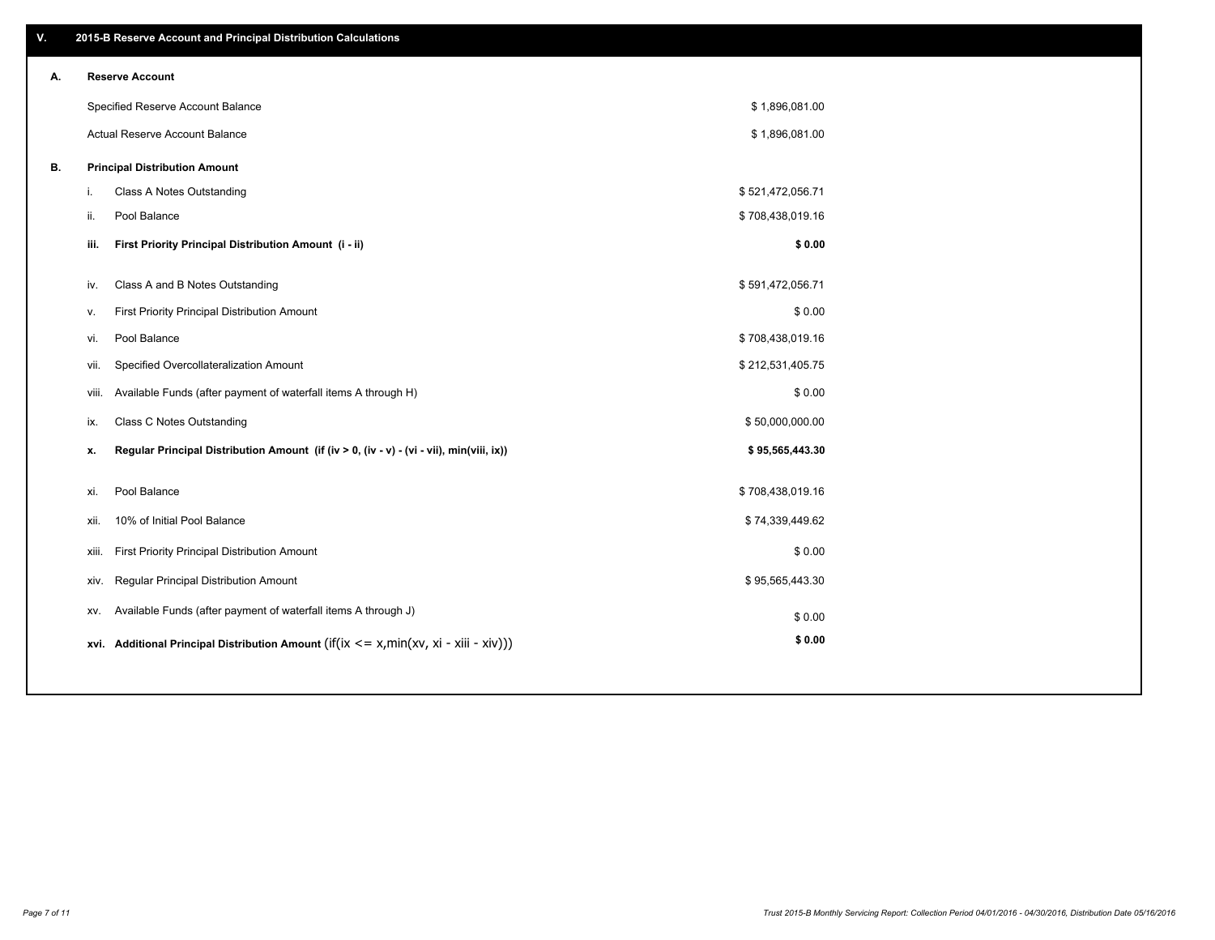## V. 2015-B Reserve Account and Principal Distribution Calculations

### A. Reserve Account

| | |
|---|---|
| Specified Reserve Account Balance | $ 1,896,081.00 |
| Actual Reserve Account Balance | $ 1,896,081.00 |

### B. Principal Distribution Amount

| | | |
|---|---|---|
| i. | Class A Notes Outstanding | $ 521,472,056.71 |
| ii. | Pool Balance | $ 708,438,019.16 |
| **iii.** | **First Priority Principal Distribution Amount (i - ii)** | **$ 0.00** |
| iv. | Class A and B Notes Outstanding | $ 591,472,056.71 |
| v. | First Priority Principal Distribution Amount | $ 0.00 |
| vi. | Pool Balance | $ 708,438,019.16 |
| vii. | Specified Overcollateralization Amount | $ 212,531,405.75 |
| viii. | Available Funds (after payment of waterfall items A through H) | $ 0.00 |
| ix. | Class C Notes Outstanding | $ 50,000,000.00 |
| **x.** | **Regular Principal Distribution Amount (if (iv > 0, (iv - v) - (vi - vii), min(viii, ix))** | **$ 95,565,443.30** |
| xi. | Pool Balance | $ 708,438,019.16 |
| xii. | 10% of Initial Pool Balance | $ 74,339,449.62 |
| xiii. | First Priority Principal Distribution Amount | $ 0.00 |
| xiv. | Regular Principal Distribution Amount | $ 95,565,443.30 |
| xv. | Available Funds (after payment of waterfall items A through J) | $ 0.00 |
| **xvi.** | **Additional Principal Distribution Amount** (if(ix <= x,min(xv, xi - xiii - xiv))) | **$ 0.00** |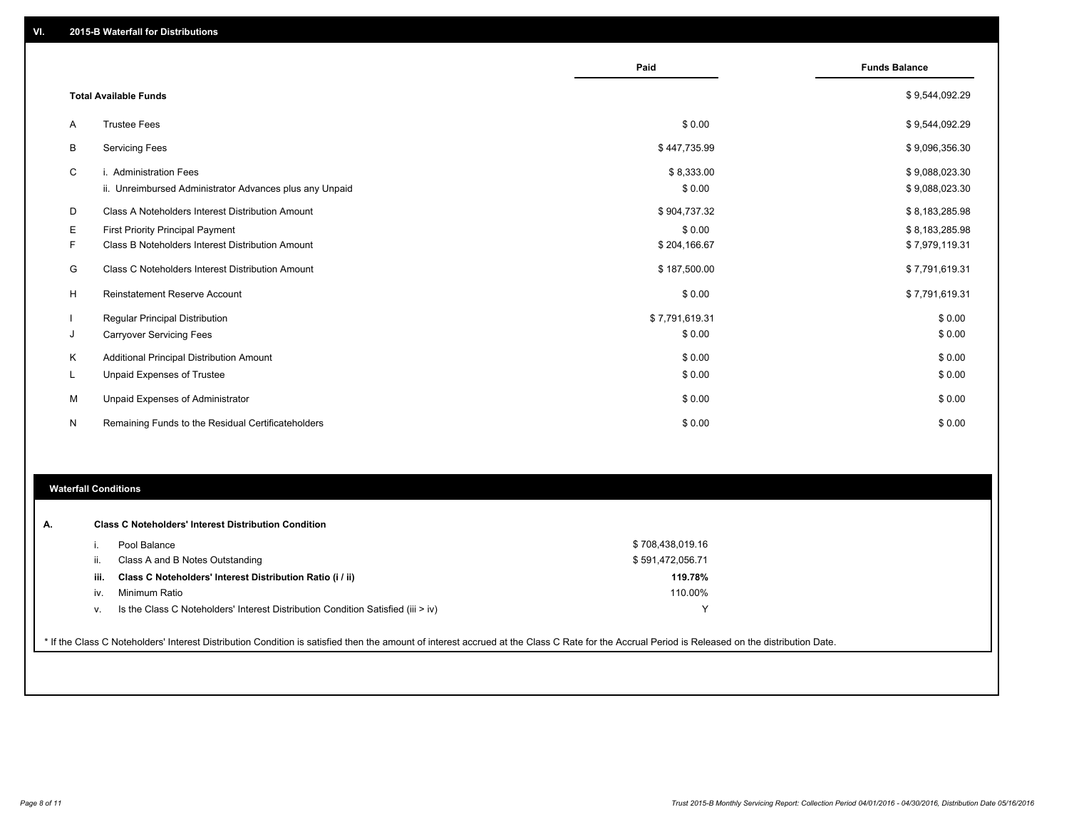## VI. 2015-B Waterfall for Distributions

| | | Paid | Funds Balance |
|---|---|---|---|
| | **Total Available Funds** | | $ 9,544,092.29 |
| A | Trustee Fees | $ 0.00 | $ 9,544,092.29 |
| B | Servicing Fees | $ 447,735.99 | $ 9,096,356.30 |
| C | i. Administration Fees | $ 8,333.00 | $ 9,088,023.30 |
| | ii. Unreimbursed Administrator Advances plus any Unpaid | $ 0.00 | $ 9,088,023.30 |
| D | Class A Noteholders Interest Distribution Amount | $ 904,737.32 | $ 8,183,285.98 |
| E | First Priority Principal Payment | $ 0.00 | $ 8,183,285.98 |
| F | Class B Noteholders Interest Distribution Amount | $ 204,166.67 | $ 7,979,119.31 |
| G | Class C Noteholders Interest Distribution Amount | $ 187,500.00 | $ 7,791,619.31 |
| H | Reinstatement Reserve Account | $ 0.00 | $ 7,791,619.31 |
| I | Regular Principal Distribution | $ 7,791,619.31 | $ 0.00 |
| J | Carryover Servicing Fees | $ 0.00 | $ 0.00 |
| K | Additional Principal Distribution Amount | $ 0.00 | $ 0.00 |
| L | Unpaid Expenses of Trustee | $ 0.00 | $ 0.00 |
| M | Unpaid Expenses of Administrator | $ 0.00 | $ 0.00 |
| N | Remaining Funds to the Residual Certificateholders | $ 0.00 | $ 0.00 |

### Waterfall Conditions

**A. Class C Noteholders' Interest Distribution Condition**

| | | |
|---|---|---|
| i. | Pool Balance | $ 708,438,019.16 |
| ii. | Class A and B Notes Outstanding | $ 591,472,056.71 |
| **iii.** | **Class C Noteholders' Interest Distribution Ratio (i / ii)** | **119.78%** |
| iv. | Minimum Ratio | 110.00% |
| v. | Is the Class C Noteholders' Interest Distribution Condition Satisfied (iii > iv) | Y |

* If the Class C Noteholders' Interest Distribution Condition is satisfied then the amount of interest accrued at the Class C Rate for the Accrual Period is Released on the distribution Date.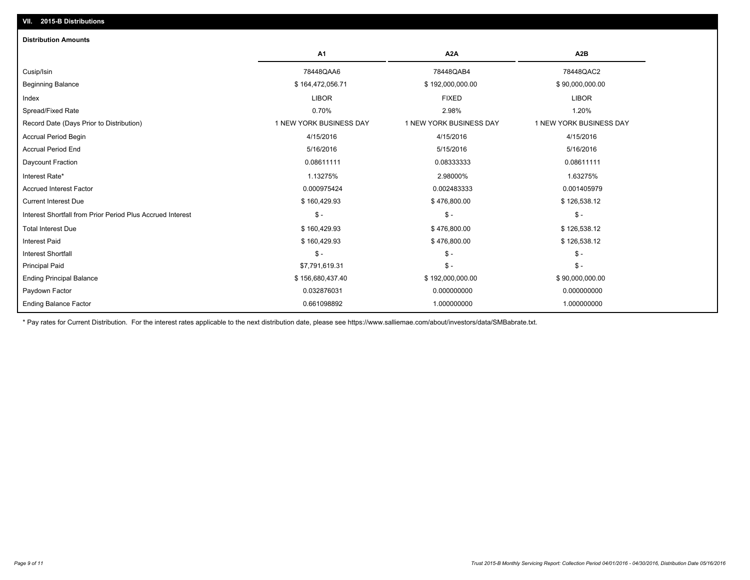## VII. 2015-B Distributions

### Distribution Amounts

| | A1 | A2A | A2B |
|---|---|---|---|
| Cusip/Isin | 78448QAA6 | 78448QAB4 | 78448QAC2 |
| Beginning Balance | $ 164,472,056.71 | $ 192,000,000.00 | $ 90,000,000.00 |
| Index | LIBOR | FIXED | LIBOR |
| Spread/Fixed Rate | 0.70% | 2.98% | 1.20% |
| Record Date (Days Prior to Distribution) | 1 NEW YORK BUSINESS DAY | 1 NEW YORK BUSINESS DAY | 1 NEW YORK BUSINESS DAY |
| Accrual Period Begin | 4/15/2016 | 4/15/2016 | 4/15/2016 |
| Accrual Period End | 5/16/2016 | 5/15/2016 | 5/16/2016 |
| Daycount Fraction | 0.08611111 | 0.08333333 | 0.08611111 |
| Interest Rate* | 1.13275% | 2.98000% | 1.63275% |
| Accrued Interest Factor | 0.000975424 | 0.002483333 | 0.001405979 |
| Current Interest Due | $ 160,429.93 | $ 476,800.00 | $ 126,538.12 |
| Interest Shortfall from Prior Period Plus Accrued Interest | $ - | $ - | $ - |
| Total Interest Due | $ 160,429.93 | $ 476,800.00 | $ 126,538.12 |
| Interest Paid | $ 160,429.93 | $ 476,800.00 | $ 126,538.12 |
| Interest Shortfall | $ - | $ - | $ - |
| Principal Paid | $7,791,619.31 | $ - | $ - |
| Ending Principal Balance | $ 156,680,437.40 | $ 192,000,000.00 | $ 90,000,000.00 |
| Paydown Factor | 0.032876031 | 0.000000000 | 0.000000000 |
| Ending Balance Factor | 0.661098892 | 1.000000000 | 1.000000000 |

* Pay rates for Current Distribution. For the interest rates applicable to the next distribution date, please see https://www.salliemae.com/about/investors/data/SMBabrate.txt.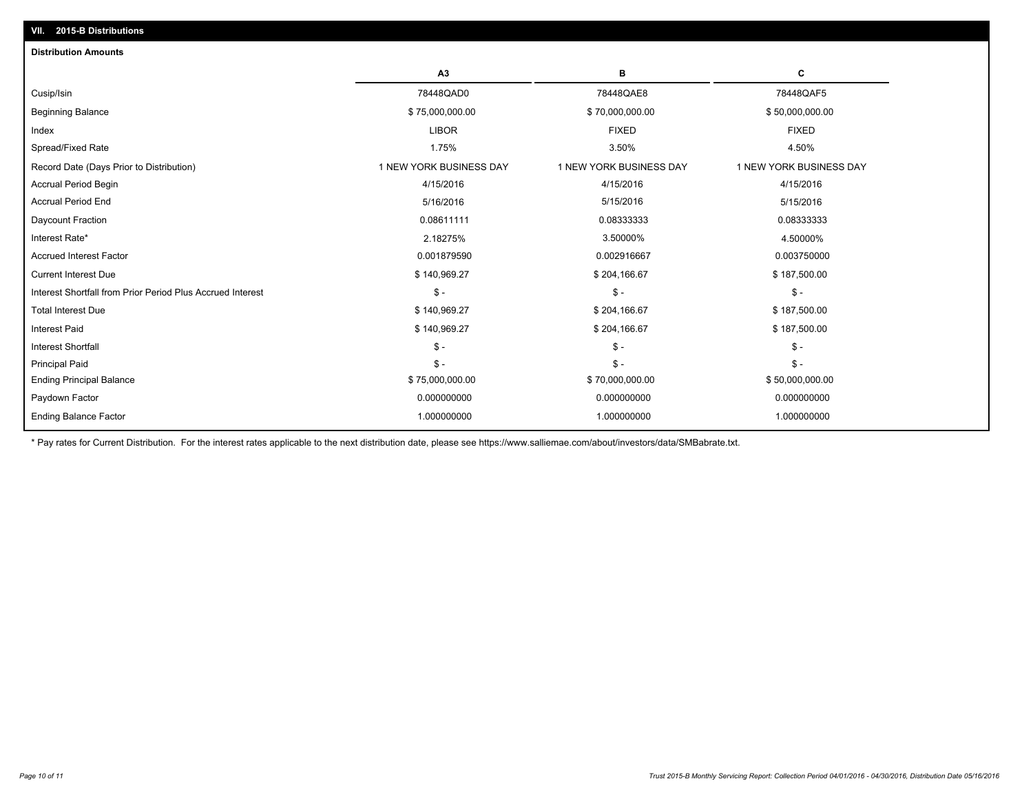## VII. 2015-B Distributions

### Distribution Amounts

| | A3 | B | C |
|---|---|---|---|
| Cusip/Isin | 78448QAD0 | 78448QAE8 | 78448QAF5 |
| Beginning Balance | $ 75,000,000.00 | $ 70,000,000.00 | $ 50,000,000.00 |
| Index | LIBOR | FIXED | FIXED |
| Spread/Fixed Rate | 1.75% | 3.50% | 4.50% |
| Record Date (Days Prior to Distribution) | 1 NEW YORK BUSINESS DAY | 1 NEW YORK BUSINESS DAY | 1 NEW YORK BUSINESS DAY |
| Accrual Period Begin | 4/15/2016 | 4/15/2016 | 4/15/2016 |
| Accrual Period End | 5/16/2016 | 5/15/2016 | 5/15/2016 |
| Daycount Fraction | 0.08611111 | 0.08333333 | 0.08333333 |
| Interest Rate* | 2.18275% | 3.50000% | 4.50000% |
| Accrued Interest Factor | 0.001879590 | 0.002916667 | 0.003750000 |
| Current Interest Due | $ 140,969.27 | $ 204,166.67 | $ 187,500.00 |
| Interest Shortfall from Prior Period Plus Accrued Interest | $ - | $ - | $ - |
| Total Interest Due | $ 140,969.27 | $ 204,166.67 | $ 187,500.00 |
| Interest Paid | $ 140,969.27 | $ 204,166.67 | $ 187,500.00 |
| Interest Shortfall | $ - | $ - | $ - |
| Principal Paid | $ - | $ - | $ - |
| Ending Principal Balance | $ 75,000,000.00 | $ 70,000,000.00 | $ 50,000,000.00 |
| Paydown Factor | 0.000000000 | 0.000000000 | 0.000000000 |
| Ending Balance Factor | 1.000000000 | 1.000000000 | 1.000000000 |

* Pay rates for Current Distribution. For the interest rates applicable to the next distribution date, please see https://www.salliemae.com/about/investors/data/SMBabrate.txt.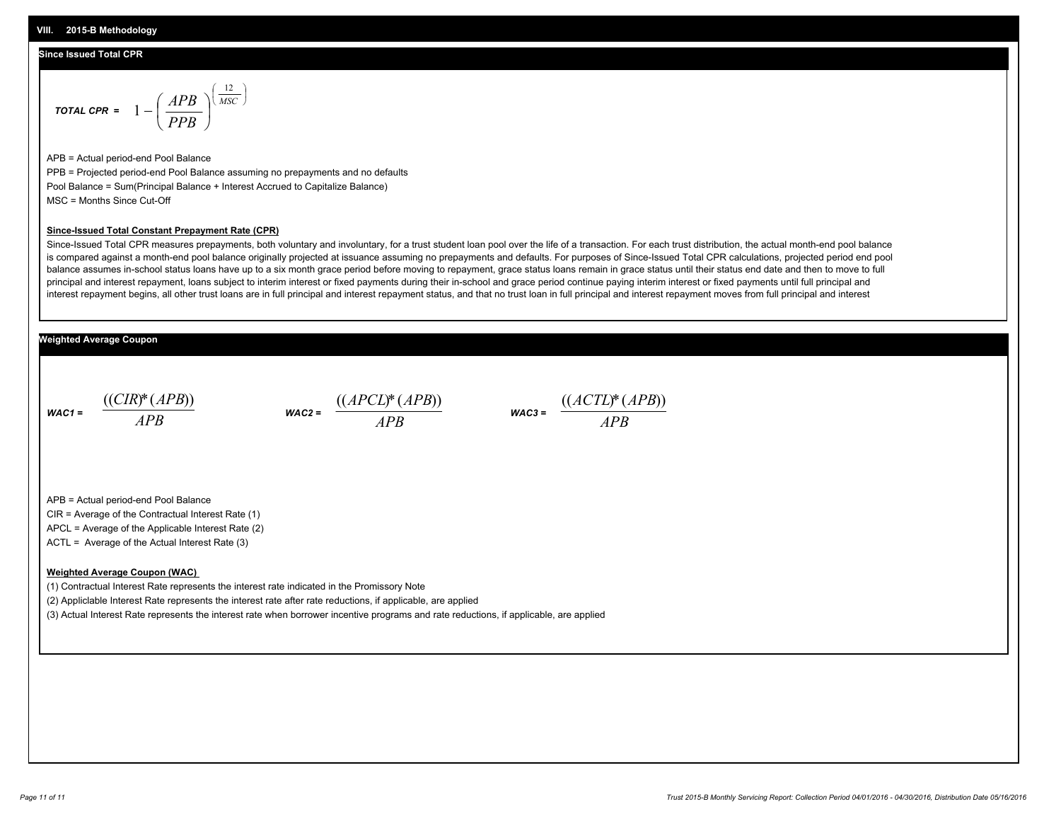## VIII. 2015-B Methodology

### Since Issued Total CPR

$$\textbf{\textit{TOTAL CPR}} = 1 - \left(\frac{APB}{PPB}\right)^{\left(\frac{12}{MSC}\right)}$$

APB = Actual period-end Pool Balance

PPB = Projected period-end Pool Balance assuming no prepayments and no defaults

Pool Balance = Sum(Principal Balance + Interest Accrued to Capitalize Balance)

MSC = Months Since Cut-Off

**Since-Issued Total Constant Prepayment Rate (CPR)**

Since-Issued Total CPR measures prepayments, both voluntary and involuntary, for a trust student loan pool over the life of a transaction. For each trust distribution, the actual month-end pool balance is compared against a month-end pool balance originally projected at issuance assuming no prepayments and defaults. For purposes of Since-Issued Total CPR calculations, projected period end pool balance assumes in-school status loans have up to a six month grace period before moving to repayment, grace status loans remain in grace status until their status end date and then to move to full principal and interest repayment, loans subject to interim interest or fixed payments during their in-school and grace period continue paying interim interest or fixed payments until full principal and interest repayment begins, all other trust loans are in full principal and interest repayment status, and that no trust loan in full principal and interest repayment moves from full principal and interest

### Weighted Average Coupon

$$\textbf{\textit{WAC1}} = \frac{((CIR)*(APB))}{APB} \qquad \textbf{\textit{WAC2}} = \frac{((APCL)*(APB))}{APB} \qquad \textbf{\textit{WAC3}} = \frac{((ACTL)*(APB))}{APB}$$

APB = Actual period-end Pool Balance

CIR = Average of the Contractual Interest Rate (1)

APCL = Average of the Applicable Interest Rate (2)

ACTL = Average of the Actual Interest Rate (3)

**Weighted Average Coupon (WAC)**

(1) Contractual Interest Rate represents the interest rate indicated in the Promissory Note

(2) Appliclable Interest Rate represents the interest rate after rate reductions, if applicable, are applied

(3) Actual Interest Rate represents the interest rate when borrower incentive programs and rate reductions, if applicable, are applied